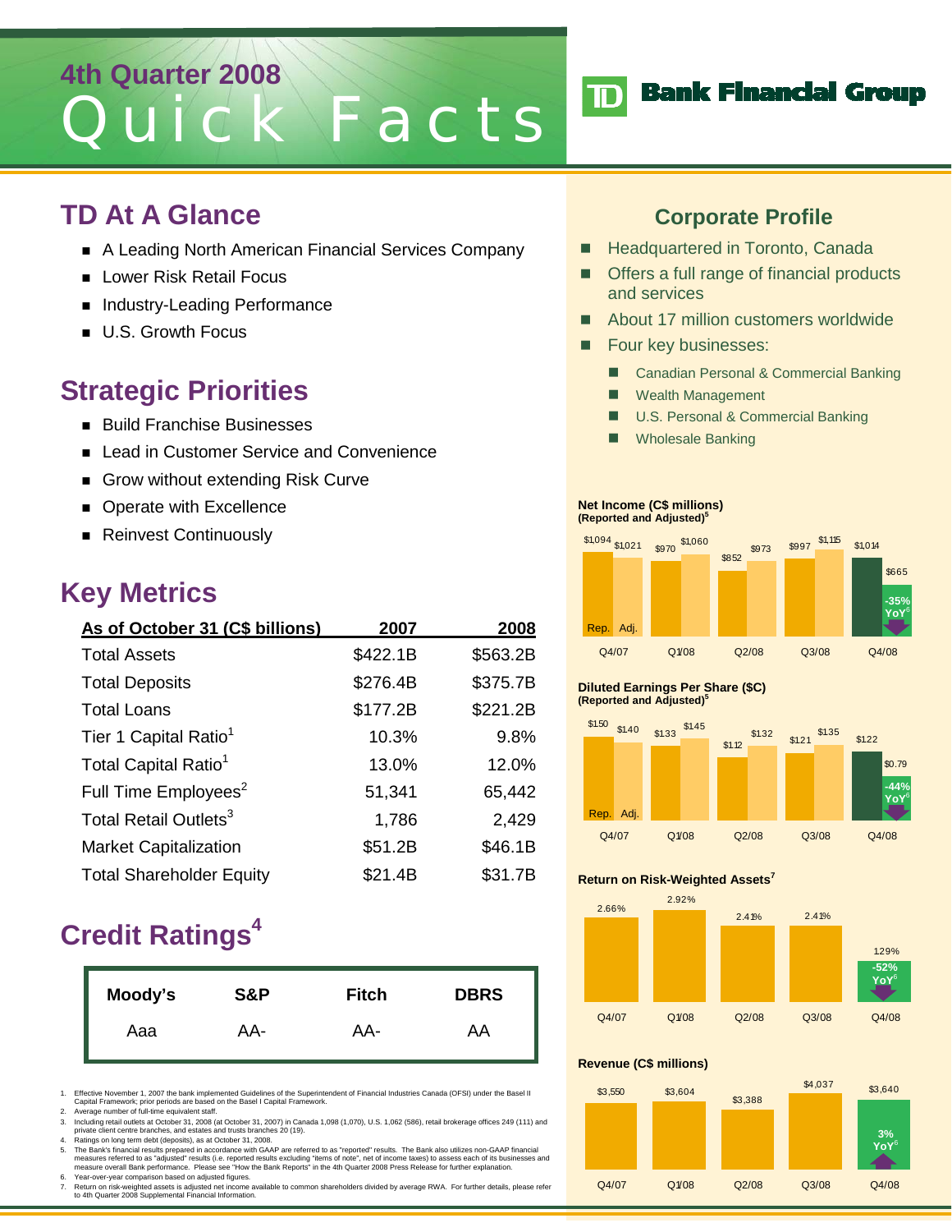# 4th Quarter 2008 Quick Facts

**TD Bank Financial Group**

## TD At A Glance

- A Leading North American Financial Services Company
- Lower Risk Retail Focus
- Industry-Leading Performance
- U.S. Growth Focus

## Strategic Priorities

- Build Franchise Businesses
- Lead in Customer Service and Convenience
- Grow without extending Risk Curve
- Operate with Excellence
- Reinvest Continuously

## Key Metrics

| As of October 31 (C$ billions) | 2007 | 2008 |
|---|---|---|
| Total Assets | $422.1B | $563.2B |
| Total Deposits | $276.4B | $375.7B |
| Total Loans | $177.2B | $221.2B |
| Tier 1 Capital Ratio[1] | 10.3% | 9.8% |
| Total Capital Ratio[1] | 13.0% | 12.0% |
| Full Time Employees[2] | 51,341 | 65,442 |
| Total Retail Outlets[3] | 1,786 | 2,429 |
| Market Capitalization | $51.2B | $46.1B |
| Total Shareholder Equity | $21.4B | $31.7B |

## Credit Ratings[4]

| Moody's | S&P | Fitch | DBRS |
|---|---|---|---|
| Aaa | AA- | AA- | AA |

## Corporate Profile

- Headquartered in Toronto, Canada
- Offers a full range of financial products and services
- About 17 million customers worldwide
- Four key businesses:
  - Canadian Personal & Commercial Banking
  - Wealth Management
  - U.S. Personal & Commercial Banking
  - Wholesale Banking

**Net Income (C$ millions) (Reported and Adjusted)[5]**

| | Q4/07 | Q1/08 | Q2/08 | Q3/08 | Q4/08 |
|---|---|---|---|---|---|
| Rep. | $1,094 | $970 | $852 | $997 | $1,014 |
| Adj. | $1,021 | $1,060 | $973 | $1,115 | $665 |

Q4/08: -35% YoY[6]

**Diluted Earnings Per Share ($C) (Reported and Adjusted)[5]**

| | Q4/07 | Q1/08 | Q2/08 | Q3/08 | Q4/08 |
|---|---|---|---|---|---|
| Rep. | $1.50 | $1.33 | $1.12 | $1.21 | $1.22 |
| Adj. | $1.40 | $1.45 | $1.32 | $1.35 | $0.79 |

Q4/08: -44% YoY[6]

**Return on Risk-Weighted Assets[7]**

| Q4/07 | Q1/08 | Q2/08 | Q3/08 | Q4/08 |
|---|---|---|---|---|
| 2.66% | 2.92% | 2.41% | 2.41% | 1.29% |

Q4/08: -52% YoY[6]

**Revenue (C$ millions)**

| Q4/07 | Q1/08 | Q2/08 | Q3/08 | Q4/08 |
|---|---|---|---|---|
| $3,550 | $3,604 | $3,388 | $4,037 | $3,640 |

Q4/08: 3% YoY[6]

1. Effective November 1, 2007 the bank implemented Guidelines of the Superintendent of Financial Industries Canada (OFSI) under the Basel II Capital Framework; prior periods are based on the Basel I Capital Framework.
2. Average number of full-time equivalent staff.
3. Including retail outlets at October 31, 2008 (at October 31, 2007) in Canada 1,098 (1,070), U.S. 1,062 (586), retail brokerage offices 249 (111) and private client centre branches, and estates and trusts branches 20 (19).
4. Ratings on long term debt (deposits), as at October 31, 2008.
5. The Bank's financial results prepared in accordance with GAAP are referred to as "reported" results. The Bank also utilizes non-GAAP financial measures referred to as "adjusted" results (i.e. reported results excluding "items of note", net of income taxes) to assess each of its businesses and measure overall Bank performance. Please see "How the Bank Reports" in the 4th Quarter 2008 Press Release for further explanation.
6. Year-over-year comparison based on adjusted figures.
7. Return on risk-weighted assets is adjusted net income available to common shareholders divided by average RWA. For further details, please refer to 4th Quarter 2008 Supplemental Financial Information.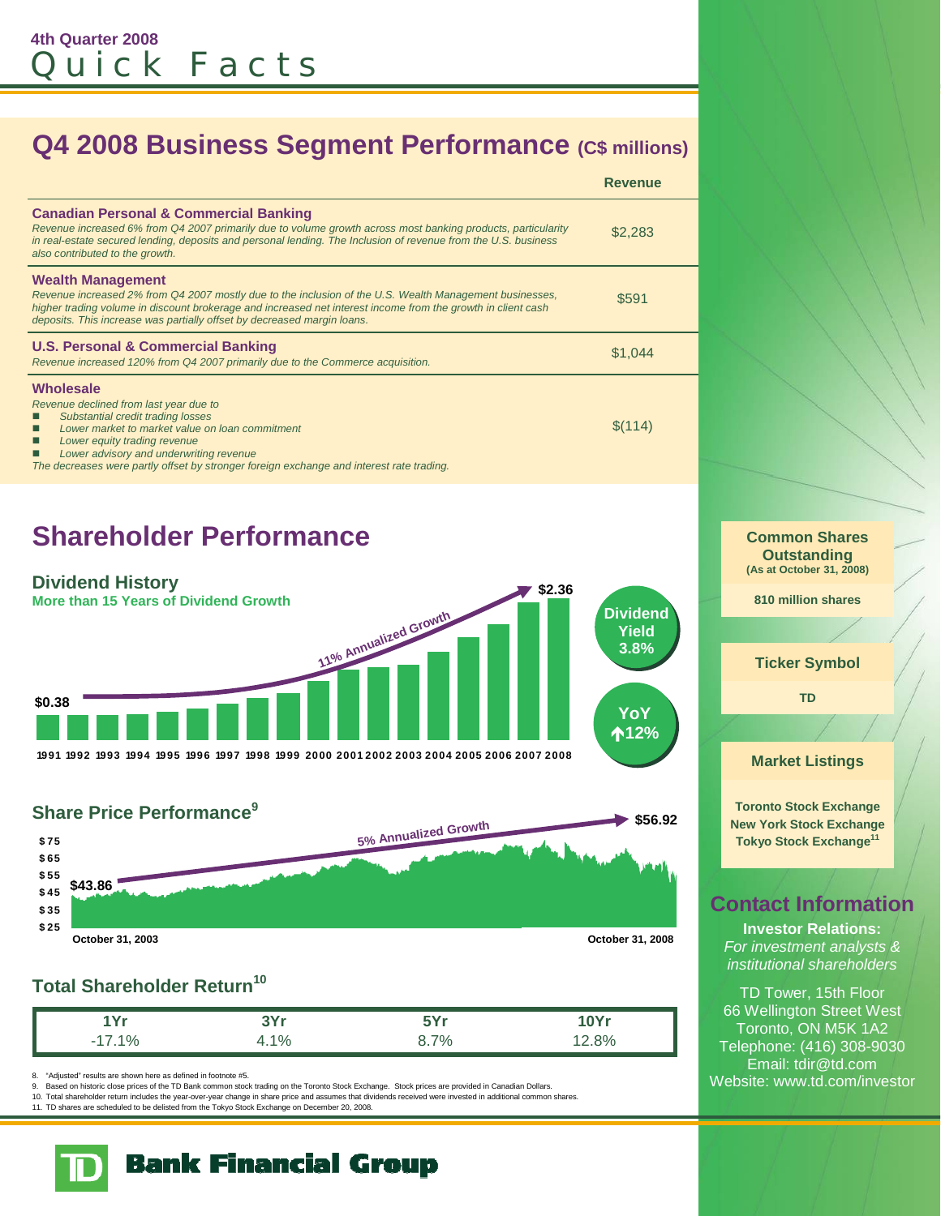4th Quarter 2008

# Quick Facts

## Q4 2008 Business Segment Performance (C$ millions)

| | Revenue |
|---|---|
| **Canadian Personal & Commercial Banking**<br>*Revenue increased 6% from Q4 2007 primarily due to volume growth across most banking products, particularity in real-estate secured lending, deposits and personal lending. The Inclusion of revenue from the U.S. business also contributed to the growth.* | $2,283 |
| **Wealth Management**<br>*Revenue increased 2% from Q4 2007 mostly due to the inclusion of the U.S. Wealth Management businesses, higher trading volume in discount brokerage and increased net interest income from the growth in client cash deposits. This increase was partially offset by decreased margin loans.* | $591 |
| **U.S. Personal & Commercial Banking**<br>*Revenue increased 120% from Q4 2007 primarily due to the Commerce acquisition.* | $1,044 |
| **Wholesale**<br>*Revenue declined from last year due to*<br>▪ *Substantial credit trading losses*<br>▪ *Lower market to market value on loan commitment*<br>▪ *Lower equity trading revenue*<br>▪ *Lower advisory and underwriting revenue*<br>*The decreases were partly offset by stronger foreign exchange and interest rate trading.* | $(114) |

## Shareholder Performance

### Dividend History

More than 15 Years of Dividend Growth

$0.38

11% Annualized Growth

$2.36

1991 1992 1993 1994 1995 1996 1997 1998 1999 2000 2001 2002 2003 2004 2005 2006 2007 2008

Dividend Yield 3.8%

YoY ↑12%

### Share Price Performance[9]

$75 $65 $55 $45 $35 $25

$43.86

5% Annualized Growth

$56.92

October 31, 2003

October 31, 2008

### Total Shareholder Return[10]

| 1Yr | 3Yr | 5Yr | 10Yr |
|---|---|---|---|
| -17.1% | 4.1% | 8.7% | 12.8% |

8. "Adjusted" results are shown here as defined in footnote #5.
9. Based on historic close prices of the TD Bank common stock trading on the Toronto Stock Exchange. Stock prices are provided in Canadian Dollars.
10. Total shareholder return includes the year-over-year change in share price and assumes that dividends received were invested in additional common shares.
11. TD shares are scheduled to be delisted from the Tokyo Stock Exchange on December 20, 2008.

**Common Shares Outstanding**
**(As at October 31, 2008)**

810 million shares

**Ticker Symbol**

TD

**Market Listings**

Toronto Stock Exchange
New York Stock Exchange
Tokyo Stock Exchange[11]

## Contact Information

**Investor Relations:**
*For investment analysts & institutional shareholders*

TD Tower, 15th Floor
66 Wellington Street West
Toronto, ON M5K 1A2
Telephone: (416) 308-9030
Email: tdir@td.com
Website: www.td.com/investor

TD Bank Financial Group